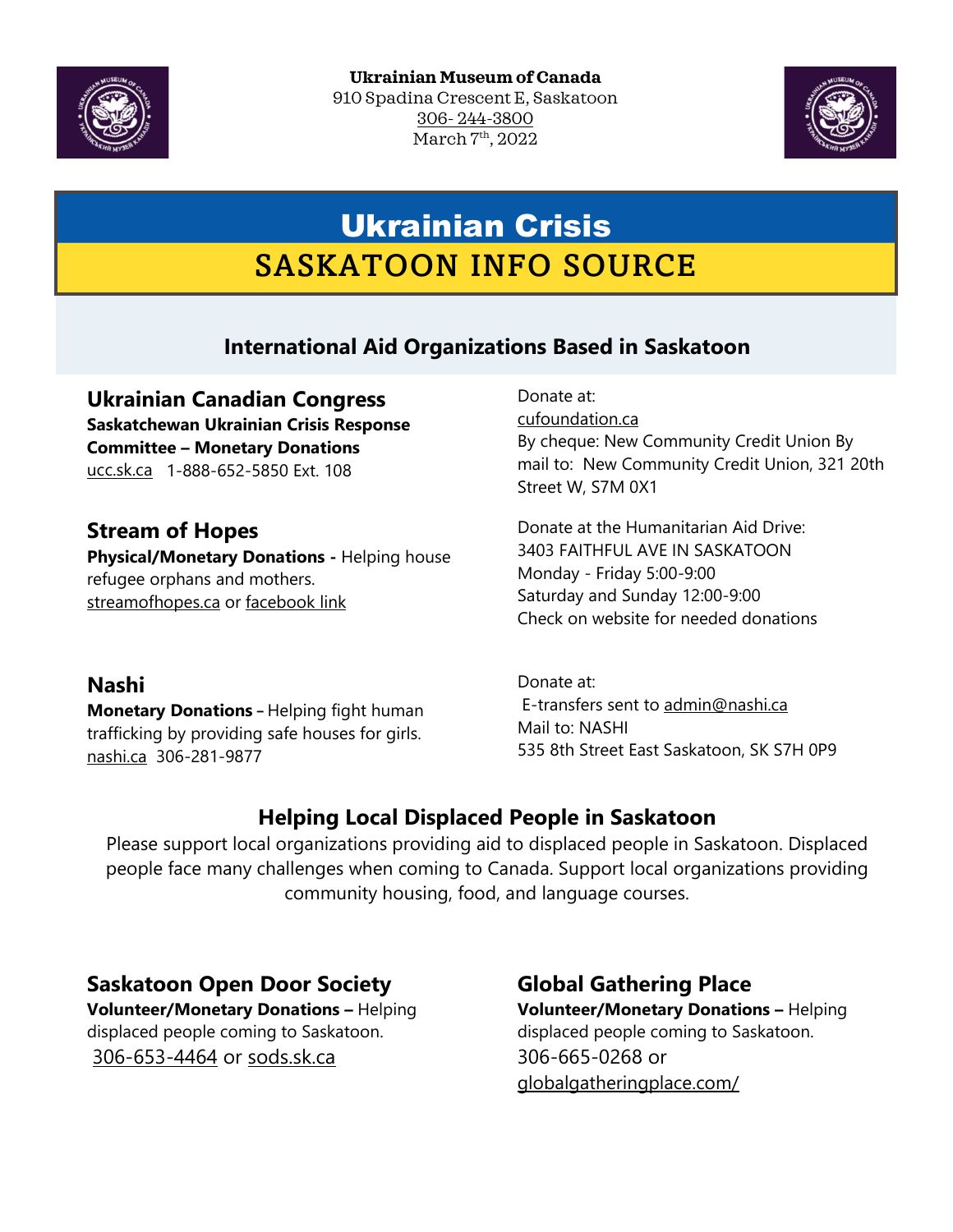**Ukrainian Museum of Canada**
910 Spadina Crescent E, Saskatoon
306- 244-3800
March 7th, 2022

# Ukrainian Crisis
# SASKATOON INFO SOURCE

## International Aid Organizations Based in Saskatoon

### Ukrainian Canadian Congress

**Saskatchewan Ukrainian Crisis Response Committee – Monetary Donations**
ucc.sk.ca 1-888-652-5850 Ext. 108

Donate at:
cufoundation.ca
By cheque: New Community Credit Union By mail to: New Community Credit Union, 321 20th Street W, S7M 0X1

### Stream of Hopes

**Physical/Monetary Donations -** Helping house refugee orphans and mothers.
streamofhopes.ca or facebook link

Donate at the Humanitarian Aid Drive:
3403 FAITHFUL AVE IN SASKATOON
Monday - Friday 5:00-9:00
Saturday and Sunday 12:00-9:00
Check on website for needed donations

### Nashi

**Monetary Donations –** Helping fight human trafficking by providing safe houses for girls.
nashi.ca 306-281-9877

Donate at:
E-transfers sent to admin@nashi.ca
Mail to: NASHI
535 8th Street East Saskatoon, SK S7H 0P9

## Helping Local Displaced People in Saskatoon

Please support local organizations providing aid to displaced people in Saskatoon. Displaced people face many challenges when coming to Canada. Support local organizations providing community housing, food, and language courses.

### Saskatoon Open Door Society

**Volunteer/Monetary Donations –** Helping displaced people coming to Saskatoon.
306-653-4464 or sods.sk.ca

### Global Gathering Place

**Volunteer/Monetary Donations –** Helping displaced people coming to Saskatoon.
306-665-0268 or globalgatheringplace.com/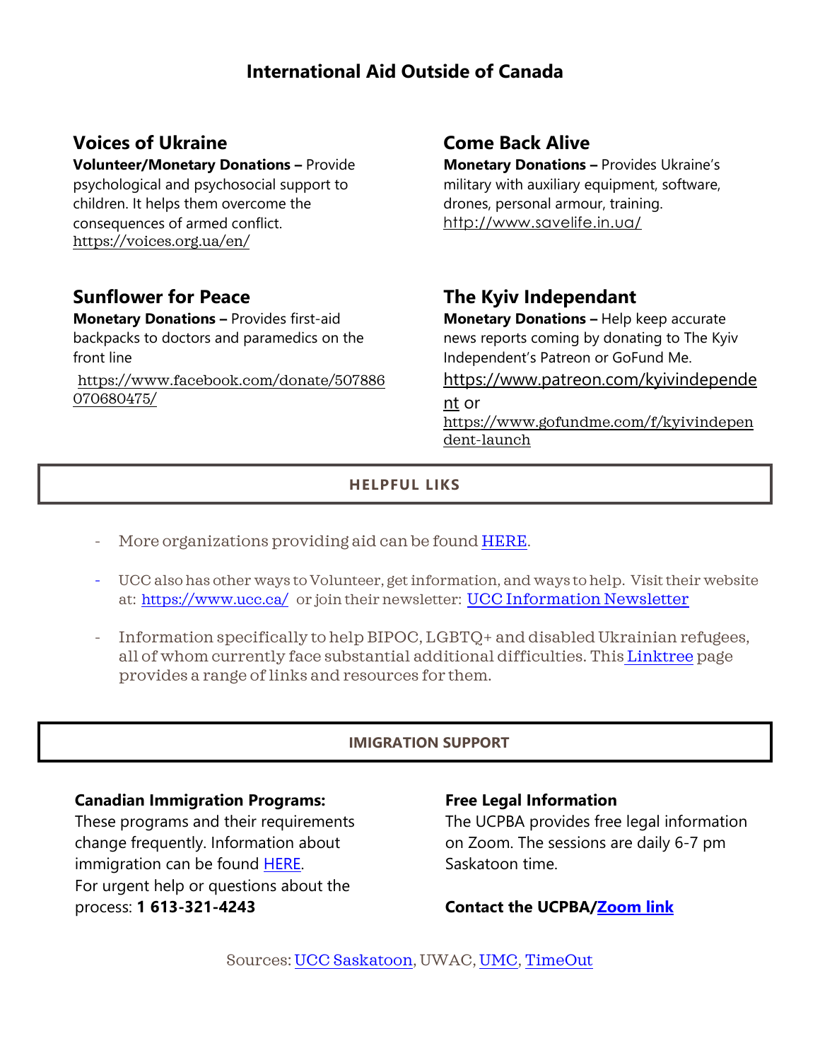# International Aid Outside of Canada

## Voices of Ukraine

**Volunteer/Monetary Donations –** Provide psychological and psychosocial support to children. It helps them overcome the consequences of armed conflict.
https://voices.org.ua/en/

## Come Back Alive

**Monetary Donations –** Provides Ukraine's military with auxiliary equipment, software, drones, personal armour, training.
http://www.savelife.in.ua/

## Sunflower for Peace

**Monetary Donations –** Provides first-aid backpacks to doctors and paramedics on the front line
https://www.facebook.com/donate/507886070680475/

## The Kyiv Independant

**Monetary Donations –** Help keep accurate news reports coming by donating to The Kyiv Independent's Patreon or GoFund Me.
https://www.patreon.com/kyivindependent or
https://www.gofundme.com/f/kyivindependent-launch

## HELPFUL LIKS

- More organizations providing aid can be found HERE.
- UCC also has other ways to Volunteer, get information, and ways to help. Visit their website at: https://www.ucc.ca/ or join their newsletter: UCC Information Newsletter
- Information specifically to help BIPOC, LGBTQ+ and disabled Ukrainian refugees, all of whom currently face substantial additional difficulties. This Linktree page provides a range of links and resources for them.

## IMIGRATION SUPPORT

**Canadian Immigration Programs:**
These programs and their requirements change frequently. Information about immigration can be found HERE.
For urgent help or questions about the process: **1 613-321-4243**

**Free Legal Information**
The UCPBA provides free legal information on Zoom. The sessions are daily 6-7 pm Saskatoon time.

**Contact the UCPBA/Zoom link**

Sources: UCC Saskatoon, UWAC, UMC, TimeOut